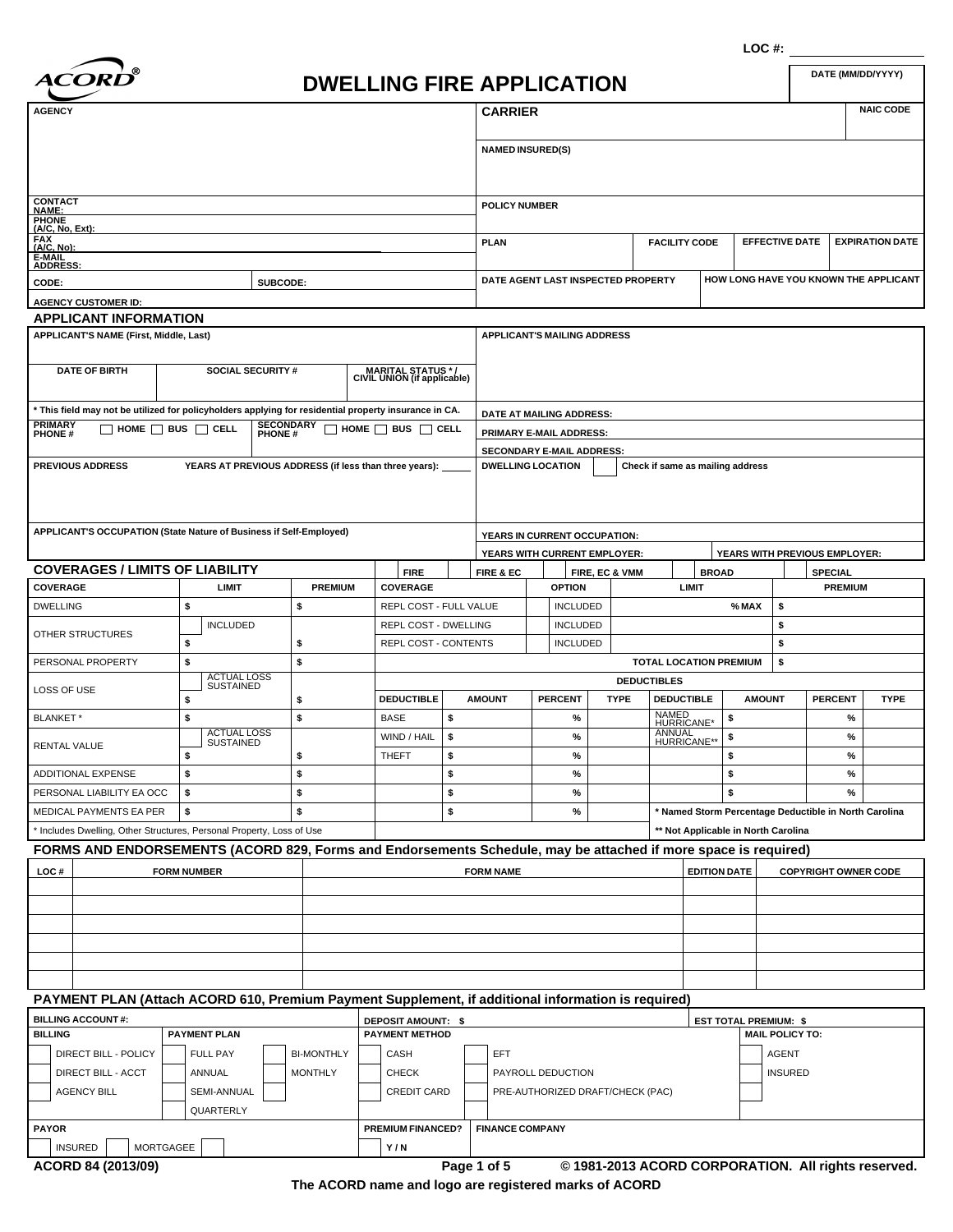LOC #: ____________

ACORD®

# DWELLING FIRE APPLICATION

DATE (MM/DD/YYYY)

| AGENCY | | CARRIER | NAIC CODE |
|---|---|---|---|
| | | NAMED INSURED(S) | |
| CONTACT NAME: | | POLICY NUMBER | |
| PHONE (A/C, No, Ext): | | | |
| FAX (A/C, No): | | PLAN / FACILITY CODE / EFFECTIVE DATE / EXPIRATION DATE | |
| E-MAIL ADDRESS: | | | |
| CODE: | SUBCODE: | DATE AGENT LAST INSPECTED PROPERTY | HOW LONG HAVE YOU KNOWN THE APPLICANT |
| AGENCY CUSTOMER ID: | | | |

## APPLICANT INFORMATION

| APPLICANT'S NAME (First, Middle, Last) | | | APPLICANT'S MAILING ADDRESS |
|---|---|---|---|
| DATE OF BIRTH | SOCIAL SECURITY # | MARITAL STATUS * / CIVIL UNION (if applicable) | |
| * This field may not be utilized for policyholders applying for residential property insurance in CA. | | | DATE AT MAILING ADDRESS: |
| PRIMARY PHONE # ☐ HOME ☐ BUS ☐ CELL | SECONDARY PHONE # ☐ HOME ☐ BUS ☐ CELL | | PRIMARY E-MAIL ADDRESS: |
| | | | SECONDARY E-MAIL ADDRESS: |
| PREVIOUS ADDRESS | YEARS AT PREVIOUS ADDRESS (if less than three years): | | DWELLING LOCATION ☐ Check if same as mailing address |
| APPLICANT'S OCCUPATION (State Nature of Business if Self-Employed) | | | YEARS IN CURRENT OCCUPATION: |
| | | | YEARS WITH CURRENT EMPLOYER: / YEARS WITH PREVIOUS EMPLOYER: |

## COVERAGES / LIMITS OF LIABILITY

☐ FIRE ☐ FIRE & EC ☐ FIRE, EC & VMM ☐ BROAD ☐ SPECIAL

| COVERAGE | LIMIT | PREMIUM |
|---|---|---|
| DWELLING | $ | $ |
| OTHER STRUCTURES | ☐ INCLUDED $ | $ |
| PERSONAL PROPERTY | $ | $ |
| LOSS OF USE | ☐ ACTUAL LOSS SUSTAINED $ | $ |
| BLANKET * | $ | $ |
| RENTAL VALUE | ☐ ACTUAL LOSS SUSTAINED $ | $ |
| ADDITIONAL EXPENSE | $ | $ |
| PERSONAL LIABILITY EA OCC | $ | $ |
| MEDICAL PAYMENTS EA PER | $ | $ |

* Includes Dwelling, Other Structures, Personal Property, Loss of Use

| COVERAGE | OPTION | LIMIT | PREMIUM |
|---|---|---|---|
| REPL COST - FULL VALUE | ☐ INCLUDED | % MAX | $ |
| REPL COST - DWELLING | ☐ INCLUDED | | $ |
| REPL COST - CONTENTS | ☐ INCLUDED | | $ |
| | | TOTAL LOCATION PREMIUM | $ |

**DEDUCTIBLES**

| DEDUCTIBLE | AMOUNT | PERCENT | TYPE | DEDUCTIBLE | AMOUNT | PERCENT | TYPE |
|---|---|---|---|---|---|---|---|
| BASE | $ | % | | NAMED HURRICANE* | $ | % | |
| WIND / HAIL | $ | % | | ANNUAL HURRICANE** | $ | % | |
| THEFT | $ | % | | | $ | % | |
| | $ | % | | | $ | % | |
| | $ | % | | | $ | % | |
| | $ | % | | | | | |

* Named Storm Percentage Deductible in North Carolina

** Not Applicable in North Carolina

## FORMS AND ENDORSEMENTS (ACORD 829, Forms and Endorsements Schedule, may be attached if more space is required)

| LOC # | FORM NUMBER | FORM NAME | EDITION DATE | COPYRIGHT OWNER CODE |
|---|---|---|---|---|
| | | | | |
| | | | | |
| | | | | |
| | | | | |
| | | | | |
| | | | | |

## PAYMENT PLAN (Attach ACORD 610, Premium Payment Supplement, if additional information is required)

BILLING ACCOUNT #: | DEPOSIT AMOUNT: $ | EST TOTAL PREMIUM: $

| BILLING | PAYMENT PLAN | | PAYMENT METHOD | | MAIL POLICY TO: |
|---|---|---|---|---|---|
| ☐ DIRECT BILL - POLICY | ☐ FULL PAY | ☐ BI-MONTHLY | ☐ CASH | ☐ EFT | ☐ AGENT |
| ☐ DIRECT BILL - ACCT | ☐ ANNUAL | ☐ MONTHLY | ☐ CHECK | ☐ PAYROLL DEDUCTION | ☐ INSURED |
| ☐ AGENCY BILL | ☐ SEMI-ANNUAL | ☐ | ☐ CREDIT CARD | ☐ PRE-AUTHORIZED DRAFT/CHECK (PAC) | ☐ |
| | ☐ QUARTERLY | | | | |

| PAYOR | PREMIUM FINANCED? | FINANCE COMPANY |
|---|---|---|
| ☐ INSURED ☐ MORTGAGEE ☐ | Y / N | |

ACORD 84 (2013/09) © 1981-2013 ACORD CORPORATION. All rights reserved.

The ACORD name and logo are registered marks of ACORD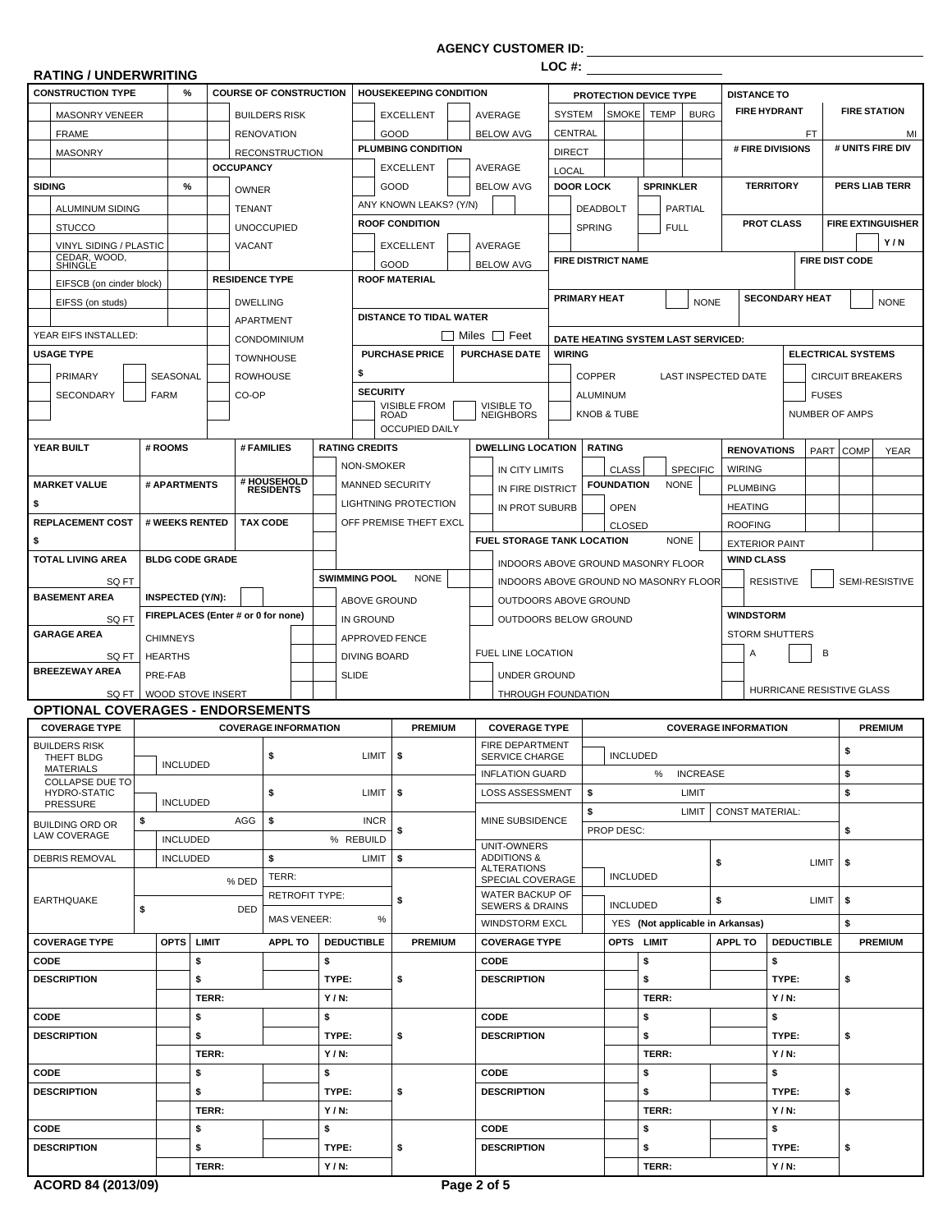AGENCY CUSTOMER ID: 

LOC #: 

## RATING / UNDERWRITING

| CONSTRUCTION TYPE | % | COURSE OF CONSTRUCTION | HOUSEKEEPING CONDITION | | PROTECTION DEVICE TYPE | | | | DISTANCE TO | |
|---|---|---|---|---|---|---|---|---|---|---|
| MASONRY VENEER | | BUILDERS RISK | EXCELLENT | AVERAGE | SYSTEM | SMOKE | TEMP | BURG | FIRE HYDRANT | FIRE STATION |
| FRAME | | RENOVATION | GOOD | BELOW AVG | CENTRAL | | | | FT | MI |
| MASONRY | | RECONSTRUCTION | PLUMBING CONDITION | | DIRECT | | | | # FIRE DIVISIONS | # UNITS FIRE DIV |
| | | OCCUPANCY | EXCELLENT | AVERAGE | LOCAL | | | | | |
| SIDING | % | OWNER | GOOD | BELOW AVG | DOOR LOCK | | SPRINKLER | | TERRITORY | PERS LIAB TERR |
| ALUMINUM SIDING | | TENANT | ANY KNOWN LEAKS? (Y/N) | | DEADBOLT | | PARTIAL | | | |
| STUCCO | | UNOCCUPIED | ROOF CONDITION | | SPRING | | FULL | | PROT CLASS | FIRE EXTINGUISHER |
| VINYL SIDING / PLASTIC | | VACANT | EXCELLENT | AVERAGE | | | | | | Y / N |
| CEDAR, WOOD, SHINGLE | | | GOOD | BELOW AVG | FIRE DISTRICT NAME | | | | | FIRE DIST CODE |
| EIFSCB (on cinder block) | | RESIDENCE TYPE | ROOF MATERIAL | | | | | | | |
| EIFSS (on studs) | | DWELLING | | | PRIMARY HEAT | | | NONE | SECONDARY HEAT | NONE |
| | | APARTMENT | DISTANCE TO TIDAL WATER | | | | | | | |
| YEAR EIFS INSTALLED: | | CONDOMINIUM | ☐ Miles ☐ Feet | | DATE HEATING SYSTEM LAST SERVICED: | | | | | |
| USAGE TYPE | | TOWNHOUSE | PURCHASE PRICE | PURCHASE DATE | WIRING | | | | | ELECTRICAL SYSTEMS |
| PRIMARY | SEASONAL | ROWHOUSE | $ | | COPPER | | LAST INSPECTED DATE | | | CIRCUIT BREAKERS |
| SECONDARY | FARM | CO-OP | SECURITY | | ALUMINUM | | | | | FUSES |
| | | | VISIBLE FROM ROAD | VISIBLE TO NEIGHBORS | KNOB & TUBE | | | | | NUMBER OF AMPS |
| | | | OCCUPIED DAILY | | | | | | | |

| YEAR BUILT | # ROOMS | # FAMILIES | RATING CREDITS | DWELLING LOCATION | RATING | | RENOVATIONS | PART | COMP | YEAR |
|---|---|---|---|---|---|---|---|---|---|---|
| | | | NON-SMOKER | IN CITY LIMITS | CLASS | SPECIFIC | WIRING | | | |
| MARKET VALUE | # APARTMENTS | # HOUSEHOLD RESIDENTS | MANNED SECURITY | IN FIRE DISTRICT | FOUNDATION | NONE | PLUMBING | | | |
| $ | | | LIGHTNING PROTECTION | IN PROT SUBURB | OPEN | | HEATING | | | |
| REPLACEMENT COST | # WEEKS RENTED | TAX CODE | OFF PREMISE THEFT EXCL | | CLOSED | | ROOFING | | | |
| $ | | | | FUEL STORAGE TANK LOCATION | | NONE | EXTERIOR PAINT | | | |
| TOTAL LIVING AREA | BLDG CODE GRADE | | | INDOORS ABOVE GROUND MASONRY FLOOR | | | WIND CLASS | | | |
| SQ FT | | | SWIMMING POOL NONE | INDOORS ABOVE GROUND NO MASONRY FLOOR | | | RESISTIVE | SEMI-RESISTIVE | | |
| BASEMENT AREA | INSPECTED (Y/N): | | ABOVE GROUND | OUTDOORS ABOVE GROUND | | | | | | |
| SQ FT | FIREPLACES (Enter # or 0 for none) | | IN GROUND | OUTDOORS BELOW GROUND | | | WINDSTORM | | | |
| GARAGE AREA | CHIMNEYS | | APPROVED FENCE | | | | STORM SHUTTERS | | | |
| SQ FT | HEARTHS | | DIVING BOARD | FUEL LINE LOCATION | | | A | B | | |
| BREEZEWAY AREA | PRE-FAB | | SLIDE | UNDER GROUND | | | | | | |
| SQ FT | WOOD STOVE INSERT | | | THROUGH FOUNDATION | | | HURRICANE RESISTIVE GLASS | | | |

## OPTIONAL COVERAGES - ENDORSEMENTS

| COVERAGE TYPE | COVERAGE INFORMATION | | | PREMIUM | COVERAGE TYPE | COVERAGE INFORMATION | | PREMIUM |
|---|---|---|---|---|---|---|---|---|
| BUILDERS RISK THEFT BLDG MATERIALS | INCLUDED | $ | LIMIT | $ | FIRE DEPARTMENT SERVICE CHARGE | INCLUDED | | $ |
| | | | | | INFLATION GUARD | % INCREASE | | $ |
| COLLAPSE DUE TO HYDRO-STATIC PRESSURE | INCLUDED | $ | LIMIT | $ | LOSS ASSESSMENT | $ LIMIT | | $ |
| BUILDING ORD OR LAW COVERAGE | $ AGG | $ | INCR | $ | MINE SUBSIDENCE | $ LIMIT | CONST MATERIAL: | $ |
| | INCLUDED | | % REBUILD | | | PROP DESC: | | |
| DEBRIS REMOVAL | INCLUDED | $ | LIMIT | $ | UNIT-OWNERS ADDITIONS & ALTERATIONS SPECIAL COVERAGE | INCLUDED | $ LIMIT | $ |
| EARTHQUAKE | % DED | TERR: | | $ | WATER BACKUP OF SEWERS & DRAINS | INCLUDED | $ LIMIT | $ |
| | $ DED | RETROFIT TYPE: | | | | | | |
| | | MAS VENEER: | % | | WINDSTORM EXCL | YES (Not applicable in Arkansas) | | $ |

| COVERAGE TYPE | OPTS | LIMIT | APPL TO | DEDUCTIBLE | PREMIUM | COVERAGE TYPE | OPTS | LIMIT | APPL TO | DEDUCTIBLE | PREMIUM |
|---|---|---|---|---|---|---|---|---|---|---|---|
| CODE | | $ | | $ | | CODE | | $ | | $ | |
| DESCRIPTION | | $ | | TYPE: | $ | DESCRIPTION | | $ | | TYPE: | $ |
| | | TERR: | | Y / N: | | | | TERR: | | Y / N: | |
| CODE | | $ | | $ | | CODE | | $ | | $ | |
| DESCRIPTION | | $ | | TYPE: | $ | DESCRIPTION | | $ | | TYPE: | $ |
| | | TERR: | | Y / N: | | | | TERR: | | Y / N: | |
| CODE | | $ | | $ | | CODE | | $ | | $ | |
| DESCRIPTION | | $ | | TYPE: | $ | DESCRIPTION | | $ | | TYPE: | $ |
| | | TERR: | | Y / N: | | | | TERR: | | Y / N: | |
| CODE | | $ | | $ | | CODE | | $ | | $ | |
| DESCRIPTION | | $ | | TYPE: | $ | DESCRIPTION | | $ | | TYPE: | $ |
| | | TERR: | | Y / N: | | | | TERR: | | Y / N: | |

ACORD 84 (2013/09)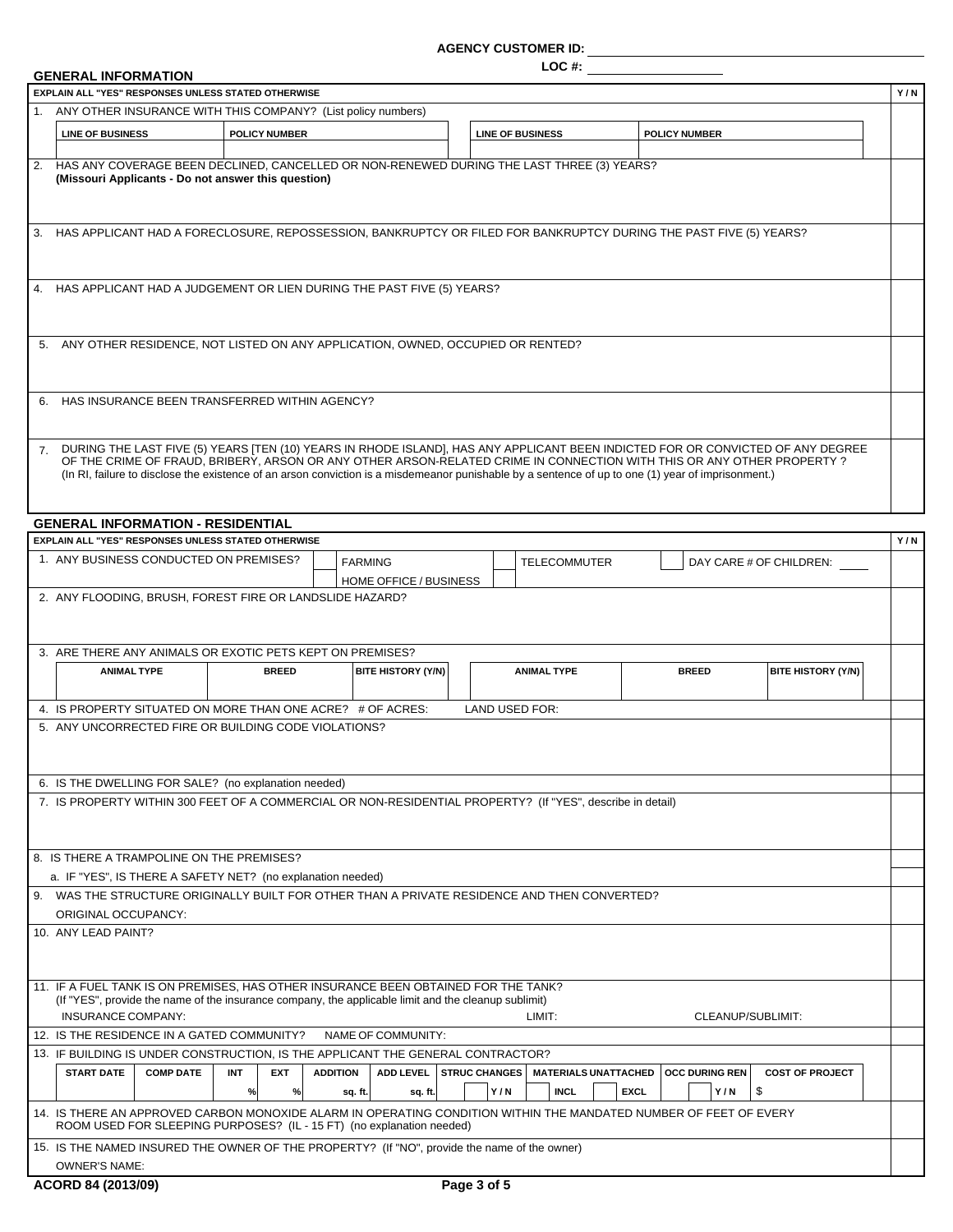**AGENCY CUSTOMER ID:**

**LOC #:**

## GENERAL INFORMATION

| EXPLAIN ALL "YES" RESPONSES UNLESS STATED OTHERWISE | Y / N |
|---|---|
| 1. ANY OTHER INSURANCE WITH THIS COMPANY? (List policy numbers) | |
| 2. HAS ANY COVERAGE BEEN DECLINED, CANCELLED OR NON-RENEWED DURING THE LAST THREE (3) YEARS? **(Missouri Applicants - Do not answer this question)** | |
| 3. HAS APPLICANT HAD A FORECLOSURE, REPOSSESSION, BANKRUPTCY OR FILED FOR BANKRUPTCY DURING THE PAST FIVE (5) YEARS? | |
| 4. HAS APPLICANT HAD A JUDGEMENT OR LIEN DURING THE PAST FIVE (5) YEARS? | |
| 5. ANY OTHER RESIDENCE, NOT LISTED ON ANY APPLICATION, OWNED, OCCUPIED OR RENTED? | |
| 6. HAS INSURANCE BEEN TRANSFERRED WITHIN AGENCY? | |
| 7. DURING THE LAST FIVE (5) YEARS [TEN (10) YEARS IN RHODE ISLAND], HAS ANY APPLICANT BEEN INDICTED FOR OR CONVICTED OF ANY DEGREE OF THE CRIME OF FRAUD, BRIBERY, ARSON OR ANY OTHER ARSON-RELATED CRIME IN CONNECTION WITH THIS OR ANY OTHER PROPERTY ? (In RI, failure to disclose the existence of an arson conviction is a misdemeanor punishable by a sentence of up to one (1) year of imprisonment.) | |

| LINE OF BUSINESS | POLICY NUMBER | LINE OF BUSINESS | POLICY NUMBER |
|---|---|---|---|
| | | | |

## GENERAL INFORMATION - RESIDENTIAL

| EXPLAIN ALL "YES" RESPONSES UNLESS STATED OTHERWISE | Y / N |
|---|---|
| 1. ANY BUSINESS CONDUCTED ON PREMISES? ☐ FARMING ☐ HOME OFFICE / BUSINESS ☐ TELECOMMUTER ☐ DAY CARE # OF CHILDREN: | |
| 2. ANY FLOODING, BRUSH, FOREST FIRE OR LANDSLIDE HAZARD? | |
| 3. ARE THERE ANY ANIMALS OR EXOTIC PETS KEPT ON PREMISES? | |
| 4. IS PROPERTY SITUATED ON MORE THAN ONE ACRE? # OF ACRES: LAND USED FOR: | |
| 5. ANY UNCORRECTED FIRE OR BUILDING CODE VIOLATIONS? | |
| 6. IS THE DWELLING FOR SALE? (no explanation needed) | |
| 7. IS PROPERTY WITHIN 300 FEET OF A COMMERCIAL OR NON-RESIDENTIAL PROPERTY? (If "YES", describe in detail) | |
| 8. IS THERE A TRAMPOLINE ON THE PREMISES? | |
| a. IF "YES", IS THERE A SAFETY NET? (no explanation needed) | |
| 9. WAS THE STRUCTURE ORIGINALLY BUILT FOR OTHER THAN A PRIVATE RESIDENCE AND THEN CONVERTED? ORIGINAL OCCUPANCY: | |
| 10. ANY LEAD PAINT? | |
| 11. IF A FUEL TANK IS ON PREMISES, HAS OTHER INSURANCE BEEN OBTAINED FOR THE TANK? (If "YES", provide the name of the insurance company, the applicable limit and the cleanup sublimit) INSURANCE COMPANY: LIMIT: CLEANUP/SUBLIMIT: | |
| 12. IS THE RESIDENCE IN A GATED COMMUNITY? NAME OF COMMUNITY: | |
| 13. IF BUILDING IS UNDER CONSTRUCTION, IS THE APPLICANT THE GENERAL CONTRACTOR? | |
| 14. IS THERE AN APPROVED CARBON MONOXIDE ALARM IN OPERATING CONDITION WITHIN THE MANDATED NUMBER OF FEET OF EVERY ROOM USED FOR SLEEPING PURPOSES? (IL - 15 FT) (no explanation needed) | |
| 15. IS THE NAMED INSURED THE OWNER OF THE PROPERTY? (If "NO", provide the name of the owner) OWNER'S NAME: | |

| ANIMAL TYPE | BREED | BITE HISTORY (Y/N) | ANIMAL TYPE | BREED | BITE HISTORY (Y/N) |
|---|---|---|---|---|---|
| | | | | | |

| START DATE | COMP DATE | INT | EXT | ADDITION | ADD LEVEL | STRUC CHANGES | MATERIALS UNATTACHED | OCC DURING REN | COST OF PROJECT |
|---|---|---|---|---|---|---|---|---|---|
| | | % | % | sq. ft. | sq. ft. | Y / N | INCL / EXCL | Y / N | $ |

ACORD 84 (2013/09)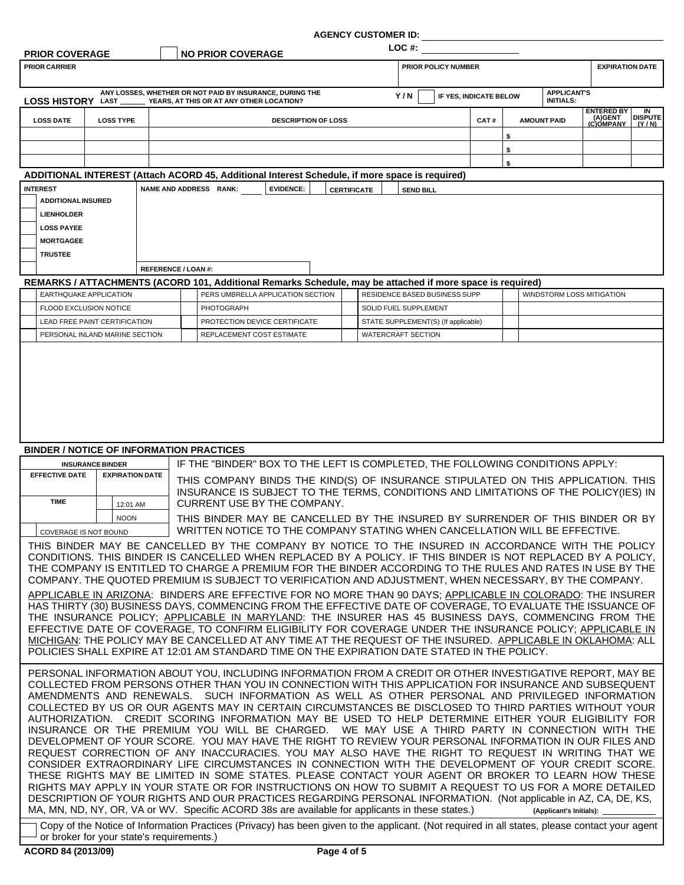AGENCY CUSTOMER ID: ______________

LOC #: ______________

## PRIOR COVERAGE

☐ NO PRIOR COVERAGE

| PRIOR CARRIER | PRIOR POLICY NUMBER | EXPIRATION DATE |
|---|---|---|
| | | |

## LOSS HISTORY

ANY LOSSES, WHETHER OR NOT PAID BY INSURANCE, DURING THE LAST ______ YEARS, AT THIS OR AT ANY OTHER LOCATION? Y / N ☐ IF YES, INDICATE BELOW APPLICANT'S INITIALS:

| LOSS DATE | LOSS TYPE | DESCRIPTION OF LOSS | CAT # | AMOUNT PAID | ENTERED BY (A)GENT (C)OMPANY | IN DISPUTE (Y / N) |
|---|---|---|---|---|---|---|
| | | | | $ | | |
| | | | | $ | | |
| | | | | $ | | |

## ADDITIONAL INTEREST (Attach ACORD 45, Additional Interest Schedule, if more space is required)

| INTEREST | NAME AND ADDRESS RANK: ____ EVIDENCE: ☐ CERTIFICATE ☐ SEND BILL |
|---|---|
| ☐ ADDITIONAL INSURED | |
| ☐ LIENHOLDER | |
| ☐ LOSS PAYEE | |
| ☐ MORTGAGEE | |
| ☐ TRUSTEE | |
| ☐ | REFERENCE / LOAN #: |

## REMARKS / ATTACHMENTS (ACORD 101, Additional Remarks Schedule, may be attached if more space is required)

| | | | | | | | |
|---|---|---|---|---|---|---|---|
| ☐ | EARTHQUAKE APPLICATION | ☐ | PERS UMBRELLA APPLICATION SECTION | ☐ | RESIDENCE BASED BUSINESS SUPP | ☐ | WINDSTORM LOSS MITIGATION |
| ☐ | FLOOD EXCLUSION NOTICE | ☐ | PHOTOGRAPH | ☐ | SOLID FUEL SUPPLEMENT | ☐ | |
| ☐ | LEAD FREE PAINT CERTIFICATION | ☐ | PROTECTION DEVICE CERTIFICATE | ☐ | STATE SUPPLEMENT(S) (If applicable) | ☐ | |
| ☐ | PERSONAL INLAND MARINE SECTION | ☐ | REPLACEMENT COST ESTIMATE | ☐ | WATERCRAFT SECTION | ☐ | |

## BINDER / NOTICE OF INFORMATION PRACTICES

| INSURANCE BINDER | |
|---|---|
| EFFECTIVE DATE | EXPIRATION DATE |
| | |
| TIME | ☐ 12:01 AM |
| | ☐ NOON |
| ☐ COVERAGE IS NOT BOUND | |

IF THE "BINDER" BOX TO THE LEFT IS COMPLETED, THE FOLLOWING CONDITIONS APPLY:

THIS COMPANY BINDS THE KIND(S) OF INSURANCE STIPULATED ON THIS APPLICATION. THIS INSURANCE IS SUBJECT TO THE TERMS, CONDITIONS AND LIMITATIONS OF THE POLICY(IES) IN CURRENT USE BY THE COMPANY.

THIS BINDER MAY BE CANCELLED BY THE INSURED BY SURRENDER OF THIS BINDER OR BY WRITTEN NOTICE TO THE COMPANY STATING WHEN CANCELLATION WILL BE EFFECTIVE.

THIS BINDER MAY BE CANCELLED BY THE COMPANY BY NOTICE TO THE INSURED IN ACCORDANCE WITH THE POLICY CONDITIONS. THIS BINDER IS CANCELLED WHEN REPLACED BY A POLICY. IF THIS BINDER IS NOT REPLACED BY A POLICY, THE COMPANY IS ENTITLED TO CHARGE A PREMIUM FOR THE BINDER ACCORDING TO THE RULES AND RATES IN USE BY THE COMPANY. THE QUOTED PREMIUM IS SUBJECT TO VERIFICATION AND ADJUSTMENT, WHEN NECESSARY, BY THE COMPANY.

APPLICABLE IN ARIZONA: BINDERS ARE EFFECTIVE FOR NO MORE THAN 90 DAYS; APPLICABLE IN COLORADO: THE INSURER HAS THIRTY (30) BUSINESS DAYS, COMMENCING FROM THE EFFECTIVE DATE OF COVERAGE, TO EVALUATE THE ISSUANCE OF THE INSURANCE POLICY; APPLICABLE IN MARYLAND: THE INSURER HAS 45 BUSINESS DAYS, COMMENCING FROM THE EFFECTIVE DATE OF COVERAGE, TO CONFIRM ELIGIBILITY FOR COVERAGE UNDER THE INSURANCE POLICY; APPLICABLE IN MICHIGAN: THE POLICY MAY BE CANCELLED AT ANY TIME AT THE REQUEST OF THE INSURED. APPLICABLE IN OKLAHOMA: ALL POLICIES SHALL EXPIRE AT 12:01 AM STANDARD TIME ON THE EXPIRATION DATE STATED IN THE POLICY.

PERSONAL INFORMATION ABOUT YOU, INCLUDING INFORMATION FROM A CREDIT OR OTHER INVESTIGATIVE REPORT, MAY BE COLLECTED FROM PERSONS OTHER THAN YOU IN CONNECTION WITH THIS APPLICATION FOR INSURANCE AND SUBSEQUENT AMENDMENTS AND RENEWALS. SUCH INFORMATION AS WELL AS OTHER PERSONAL AND PRIVILEGED INFORMATION COLLECTED BY US OR OUR AGENTS MAY IN CERTAIN CIRCUMSTANCES BE DISCLOSED TO THIRD PARTIES WITHOUT YOUR AUTHORIZATION. CREDIT SCORING INFORMATION MAY BE USED TO HELP DETERMINE EITHER YOUR ELIGIBILITY FOR INSURANCE OR THE PREMIUM YOU WILL BE CHARGED. WE MAY USE A THIRD PARTY IN CONNECTION WITH THE DEVELOPMENT OF YOUR SCORE. YOU MAY HAVE THE RIGHT TO REVIEW YOUR PERSONAL INFORMATION IN OUR FILES AND REQUEST CORRECTION OF ANY INACCURACIES. YOU MAY ALSO HAVE THE RIGHT TO REQUEST IN WRITING THAT WE CONSIDER EXTRAORDINARY LIFE CIRCUMSTANCES IN CONNECTION WITH THE DEVELOPMENT OF YOUR CREDIT SCORE. THESE RIGHTS MAY BE LIMITED IN SOME STATES. PLEASE CONTACT YOUR AGENT OR BROKER TO LEARN HOW THESE RIGHTS MAY APPLY IN YOUR STATE OR FOR INSTRUCTIONS ON HOW TO SUBMIT A REQUEST TO US FOR A MORE DETAILED DESCRIPTION OF YOUR RIGHTS AND OUR PRACTICES REGARDING PERSONAL INFORMATION. (Not applicable in AZ, CA, DE, KS, MA, MN, ND, NY, OR, VA or WV. Specific ACORD 38s are available for applicants in these states.) (Applicant's Initials): ______

☐ Copy of the Notice of Information Practices (Privacy) has been given to the applicant. (Not required in all states, please contact your agent or broker for your state's requirements.)

ACORD 84 (2013/09)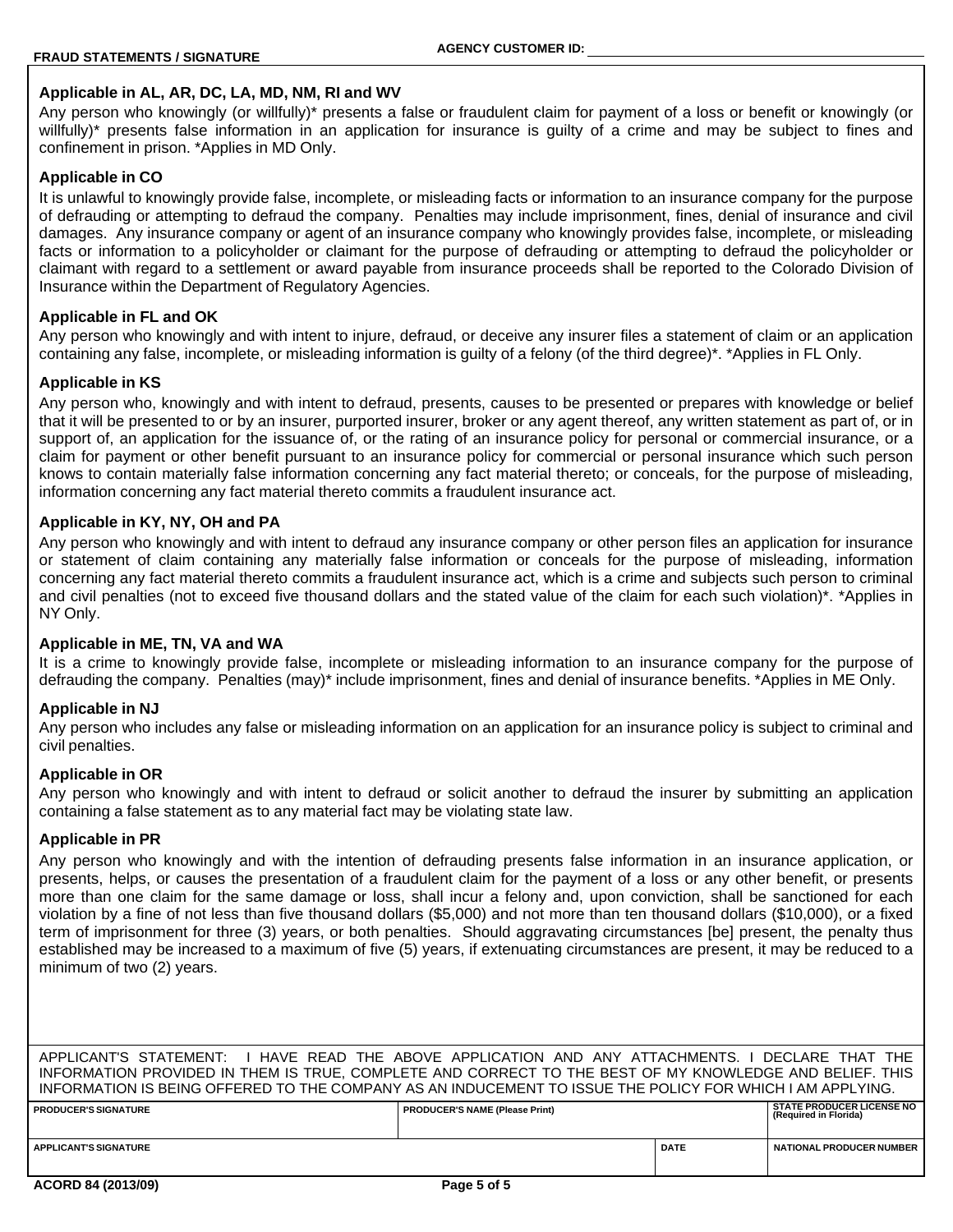**FRAUD STATEMENTS / SIGNATURE**

**AGENCY CUSTOMER ID:**

**Applicable in AL, AR, DC, LA, MD, NM, RI and WV**

Any person who knowingly (or willfully)* presents a false or fraudulent claim for payment of a loss or benefit or knowingly (or willfully)* presents false information in an application for insurance is guilty of a crime and may be subject to fines and confinement in prison. *Applies in MD Only.

**Applicable in CO**

It is unlawful to knowingly provide false, incomplete, or misleading facts or information to an insurance company for the purpose of defrauding or attempting to defraud the company. Penalties may include imprisonment, fines, denial of insurance and civil damages. Any insurance company or agent of an insurance company who knowingly provides false, incomplete, or misleading facts or information to a policyholder or claimant for the purpose of defrauding or attempting to defraud the policyholder or claimant with regard to a settlement or award payable from insurance proceeds shall be reported to the Colorado Division of Insurance within the Department of Regulatory Agencies.

**Applicable in FL and OK**

Any person who knowingly and with intent to injure, defraud, or deceive any insurer files a statement of claim or an application containing any false, incomplete, or misleading information is guilty of a felony (of the third degree)*. *Applies in FL Only.

**Applicable in KS**

Any person who, knowingly and with intent to defraud, presents, causes to be presented or prepares with knowledge or belief that it will be presented to or by an insurer, purported insurer, broker or any agent thereof, any written statement as part of, or in support of, an application for the issuance of, or the rating of an insurance policy for personal or commercial insurance, or a claim for payment or other benefit pursuant to an insurance policy for commercial or personal insurance which such person knows to contain materially false information concerning any fact material thereto; or conceals, for the purpose of misleading, information concerning any fact material thereto commits a fraudulent insurance act.

**Applicable in KY, NY, OH and PA**

Any person who knowingly and with intent to defraud any insurance company or other person files an application for insurance or statement of claim containing any materially false information or conceals for the purpose of misleading, information concerning any fact material thereto commits a fraudulent insurance act, which is a crime and subjects such person to criminal and civil penalties (not to exceed five thousand dollars and the stated value of the claim for each such violation)*. *Applies in NY Only.

**Applicable in ME, TN, VA and WA**

It is a crime to knowingly provide false, incomplete or misleading information to an insurance company for the purpose of defrauding the company. Penalties (may)* include imprisonment, fines and denial of insurance benefits. *Applies in ME Only.

**Applicable in NJ**

Any person who includes any false or misleading information on an application for an insurance policy is subject to criminal and civil penalties.

**Applicable in OR**

Any person who knowingly and with intent to defraud or solicit another to defraud the insurer by submitting an application containing a false statement as to any material fact may be violating state law.

**Applicable in PR**

Any person who knowingly and with the intention of defrauding presents false information in an insurance application, or presents, helps, or causes the presentation of a fraudulent claim for the payment of a loss or any other benefit, or presents more than one claim for the same damage or loss, shall incur a felony and, upon conviction, shall be sanctioned for each violation by a fine of not less than five thousand dollars ($5,000) and not more than ten thousand dollars ($10,000), or a fixed term of imprisonment for three (3) years, or both penalties. Should aggravating circumstances [be] present, the penalty thus established may be increased to a maximum of five (5) years, if extenuating circumstances are present, it may be reduced to a minimum of two (2) years.

APPLICANT'S STATEMENT: I HAVE READ THE ABOVE APPLICATION AND ANY ATTACHMENTS. I DECLARE THAT THE INFORMATION PROVIDED IN THEM IS TRUE, COMPLETE AND CORRECT TO THE BEST OF MY KNOWLEDGE AND BELIEF. THIS INFORMATION IS BEING OFFERED TO THE COMPANY AS AN INDUCEMENT TO ISSUE THE POLICY FOR WHICH I AM APPLYING.

| | | | |
|---|---|---|---|
| PRODUCER'S SIGNATURE | PRODUCER'S NAME (Please Print) | | STATE PRODUCER LICENSE NO (Required in Florida) |
| APPLICANT'S SIGNATURE | | DATE | NATIONAL PRODUCER NUMBER |

ACORD 84 (2013/09)